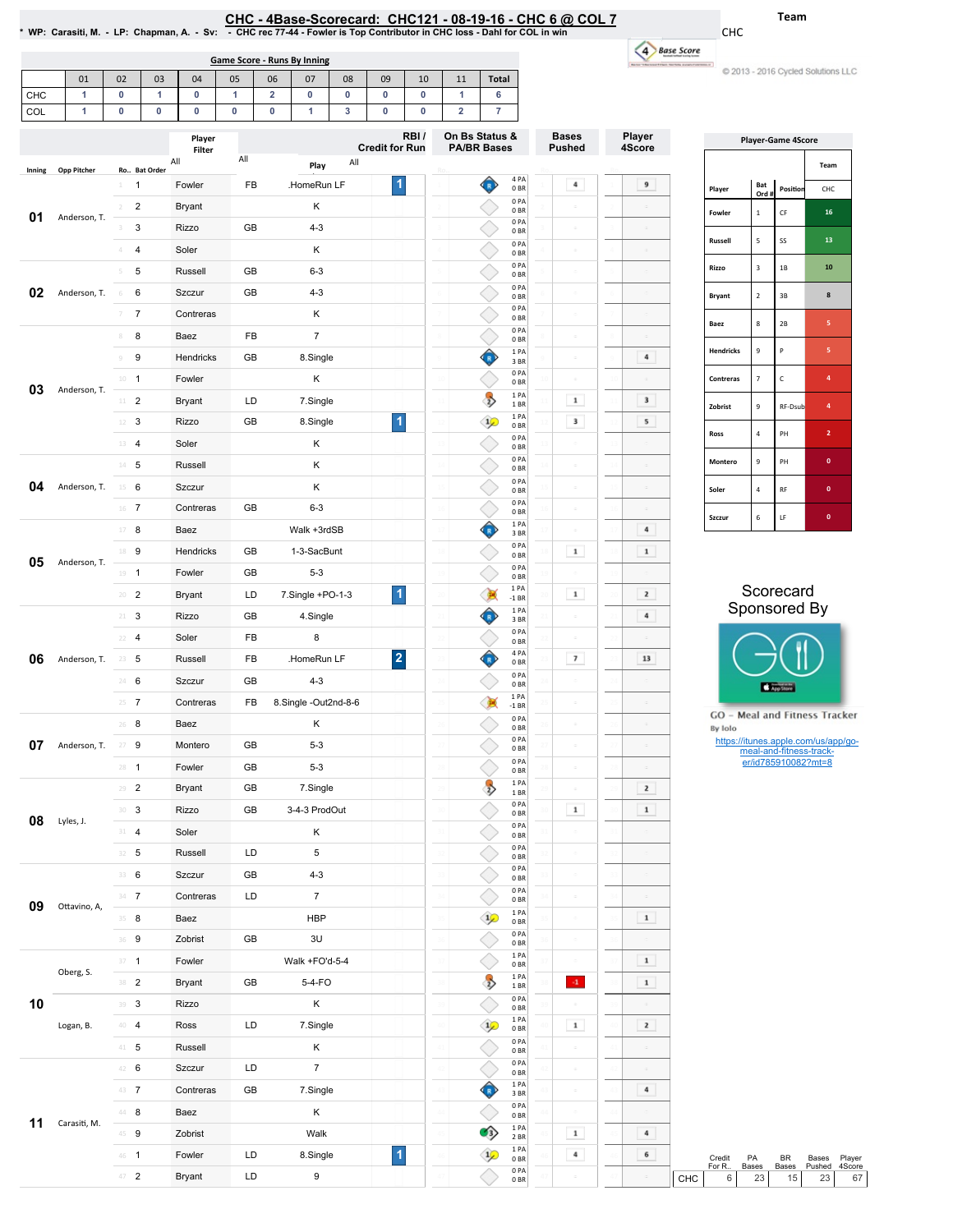# CHC - 4Base-Scorecard: CHC121 - 08-19-16 - CHC 6 @ COL 7

\* WP: Carasiti, M. - LP: Chapman, A. - Sv: - CHC rec 77-44 - Fowler is Top Contributor in CHC loss - Dahl for COL in win

Team: CHC

© 2013 - 2016 Cycled Solutions LLC

## Game Score - Runs By Inning

| | 01 | 02 | 03 | 04 | 05 | 06 | 07 | 08 | 09 | 10 | 11 | Total |
|---|---|---|---|---|---|---|---|---|---|---|---|---|
| CHC | 1 | 0 | 1 | 0 | 1 | 2 | 0 | 0 | 0 | 0 | 1 | 6 |
| COL | 1 | 0 | 0 | 0 | 0 | 0 | 1 | 3 | 0 | 0 | 2 | 7 |

| Inning | Opp Pitcher | Ro.. | Bat Order | Player | | Play | RBI / Credit for Run | On Bs Status & PA/BR Bases | Bases Pushed | Player 4Score |
|---|---|---|---|---|---|---|---|---|---|---|
| 01 | Anderson, T. | 1 | 1 | Fowler | FB | .HomeRun LF | 1 | 4 PA 0 BR | 4 | 9 |
| | | 2 | 2 | Bryant | | K | | 0 PA 0 BR | | |
| | | 3 | 3 | Rizzo | GB | 4-3 | | 0 PA 0 BR | | |
| | | 4 | 4 | Soler | | K | | 0 PA 0 BR | | |
| 02 | Anderson, T. | 5 | 5 | Russell | GB | 6-3 | | 0 PA 0 BR | | |
| | | 6 | 6 | Szczur | GB | 4-3 | | 0 PA 0 BR | | |
| | | 7 | 7 | Contreras | | K | | 0 PA 0 BR | | |
| 03 | Anderson, T. | 8 | 8 | Baez | FB | 7 | | 0 PA 0 BR | | |
| | | 9 | 9 | Hendricks | GB | 8.Single | | 1 PA 3 BR | | 4 |
| | | 10 | 1 | Fowler | | K | | 0 PA 0 BR | | |
| | | 11 | 2 | Bryant | LD | 7.Single | | 1 PA 1 BR | 1 | 3 |
| | | 12 | 3 | Rizzo | GB | 8.Single | 1 | 1 PA 0 BR | 3 | 5 |
| | | 13 | 4 | Soler | | K | | 0 PA 0 BR | | |
| 04 | Anderson, T. | 14 | 5 | Russell | | K | | 0 PA 0 BR | | |
| | | 15 | 6 | Szczur | | K | | 0 PA 0 BR | | |
| | | 16 | 7 | Contreras | GB | 6-3 | | 0 PA 0 BR | | |
| 05 | Anderson, T. | 17 | 8 | Baez | | Walk +3rdSB | | 1 PA 3 BR | | 4 |
| | | 18 | 9 | Hendricks | GB | 1-3-SacBunt | | 0 PA 0 BR | 1 | 1 |
| | | 19 | 1 | Fowler | GB | 5-3 | | 0 PA 0 BR | | |
| | | 20 | 2 | Bryant | LD | 7.Single +PO-1-3 | 1 | 1 PA -1 BR | 1 | 2 |
| 06 | Anderson, T. | 21 | 3 | Rizzo | GB | 4.Single | | 1 PA 3 BR | | 4 |
| | | 22 | 4 | Soler | FB | 8 | | 0 PA 0 BR | | |
| | | 23 | 5 | Russell | FB | .HomeRun LF | 2 | 4 PA 0 BR | 7 | 13 |
| | | 24 | 6 | Szczur | GB | 4-3 | | 0 PA 0 BR | | |
| | | 25 | 7 | Contreras | FB | 8.Single -Out2nd-8-6 | | 1 PA -1 BR | | |
| 07 | Anderson, T. | 26 | 8 | Baez | | K | | 0 PA 0 BR | | |
| | | 27 | 9 | Montero | GB | 5-3 | | 0 PA 0 BR | | |
| | | 28 | 1 | Fowler | GB | 5-3 | | 0 PA 0 BR | | |
| 08 | Lyles, J. | 29 | 2 | Bryant | GB | 7.Single | | 1 PA 1 BR | | 2 |
| | | 30 | 3 | Rizzo | GB | 3-4-3 ProdOut | | 0 PA 0 BR | 1 | 1 |
| | | 31 | 4 | Soler | | K | | 0 PA 0 BR | | |
| | | 32 | 5 | Russell | LD | 5 | | 0 PA 0 BR | | |
| 09 | Ottavino, A, | 33 | 6 | Szczur | GB | 4-3 | | 0 PA 0 BR | | |
| | | 34 | 7 | Contreras | LD | 7 | | 0 PA 0 BR | | |
| | | 35 | 8 | Baez | | HBP | | 1 PA 0 BR | | 1 |
| | | 36 | 9 | Zobrist | GB | 3U | | 0 PA 0 BR | | |
| 10 | Oberg, S. | 37 | 1 | Fowler | | Walk +FO'd-5-4 | | 1 PA 0 BR | | 1 |
| | | 38 | 2 | Bryant | GB | 5-4-FO | | 1 PA 1 BR | -1 | 1 |
| | Logan, B. | 39 | 3 | Rizzo | | K | | 0 PA 0 BR | | |
| | | 40 | 4 | Ross | LD | 7.Single | | 1 PA 0 BR | 1 | 2 |
| | | 41 | 5 | Russell | | K | | 0 PA 0 BR | | |
| 11 | Carasiti, M. | 42 | 6 | Szczur | LD | 7 | | 0 PA 0 BR | | |
| | | 43 | 7 | Contreras | GB | 7.Single | | 1 PA 3 BR | | 4 |
| | | 44 | 8 | Baez | | K | | 0 PA 0 BR | | |
| | | 45 | 9 | Zobrist | | Walk | | 1 PA 2 BR | 1 | 4 |
| | | 46 | 1 | Fowler | LD | 8.Single | 1 | 1 PA 0 BR | 4 | 6 |
| | | 47 | 2 | Bryant | LD | 9 | | 0 PA 0 BR | | |

| | Credit For R.. | PA Bases | BR Bases | Bases Pushed | Player 4Score |
|---|---|---|---|---|---|
| CHC | 6 | 23 | 15 | 23 | 67 |

## Player-Game 4Score

| Player | Bat Ord # | Position | CHC |
|---|---|---|---|
| Fowler | 1 | CF | 16 |
| Russell | 5 | SS | 13 |
| Rizzo | 3 | 1B | 10 |
| Bryant | 2 | 3B | 8 |
| Baez | 8 | 2B | 5 |
| Hendricks | 9 | P | 5 |
| Contreras | 7 | C | 4 |
| Zobrist | 9 | RF-Dsub | 4 |
| Ross | 4 | PH | 2 |
| Montero | 9 | PH | 0 |
| Soler | 4 | RF | 0 |
| Szczur | 6 | LF | 0 |

Scorecard Sponsored By

GO - Meal and Fitness Tracker
By Iolo

https://itunes.apple.com/us/app/go-meal-and-fitness-track-er/id785910082?mt=8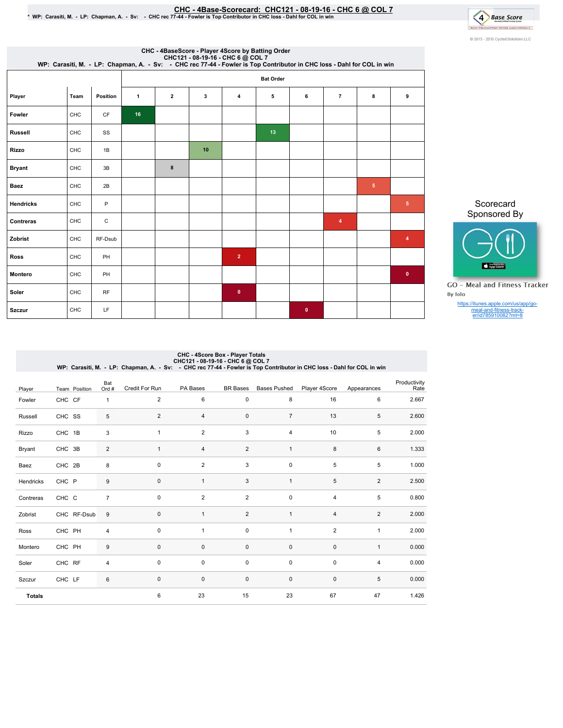# CHC - 4Base-Scorecard: CHC121 - 08-19-16 - CHC 6 @ COL 7

* WP: Carasiti, M. - LP: Chapman, A. - Sv: - CHC rec 77-44 - Fowler is Top Contributor in CHC loss - Dahl for COL in win

© 2013 - 2016 Cycled Solutions LLC

## CHC - 4BaseScore - Player 4Score by Batting Order
CHC121 - 08-19-16 - CHC 6 @ COL 7
WP: Carasiti, M. - LP: Chapman, A. - Sv: - CHC rec 77-44 - Fowler is Top Contributor in CHC loss - Dahl for COL in win

| | | | Bat Order | | | | | | | | |
|---|---|---|---|---|---|---|---|---|---|---|---|
| Player | Team | Position | 1 | 2 | 3 | 4 | 5 | 6 | 7 | 8 | 9 |
| Fowler | CHC | CF | 16 | | | | | | | | |
| Russell | CHC | SS | | | | | 13 | | | | |
| Rizzo | CHC | 1B | | | 10 | | | | | | |
| Bryant | CHC | 3B | | 8 | | | | | | | |
| Baez | CHC | 2B | | | | | | | | 5 | |
| Hendricks | CHC | P | | | | | | | | | 5 |
| Contreras | CHC | C | | | | | | | 4 | | |
| Zobrist | CHC | RF-Dsub | | | | | | | | | 4 |
| Ross | CHC | PH | | | | 2 | | | | | |
| Montero | CHC | PH | | | | | | | | | 0 |
| Soler | CHC | RF | | | | 0 | | | | | |
| Szczur | CHC | LF | | | | | | 0 | | | |

Scorecard Sponsored By

GO - Meal and Fitness Tracker
By Iolo

https://itunes.apple.com/us/app/go-meal-and-fitness-track-er/id785910082?mt=8

## CHC - 4Score Box - Player Totals
CHC121 - 08-19-16 - CHC 6 @ COL 7
WP: Carasiti, M. - LP: Chapman, A. - Sv: - CHC rec 77-44 - Fowler is Top Contributor in CHC loss - Dahl for COL in win

| Player | Team | Position | Bat Ord # | Credit For Run | PA Bases | BR Bases | Bases Pushed | Player 4Score | Appearances | Productivity Rate |
|---|---|---|---|---|---|---|---|---|---|---|
| Fowler | CHC | CF | 1 | 2 | 6 | 0 | 8 | 16 | 6 | 2.667 |
| Russell | CHC | SS | 5 | 2 | 4 | 0 | 7 | 13 | 5 | 2.600 |
| Rizzo | CHC | 1B | 3 | 1 | 2 | 3 | 4 | 10 | 5 | 2.000 |
| Bryant | CHC | 3B | 2 | 1 | 4 | 2 | 1 | 8 | 6 | 1.333 |
| Baez | CHC | 2B | 8 | 0 | 2 | 3 | 0 | 5 | 5 | 1.000 |
| Hendricks | CHC | P | 9 | 0 | 1 | 3 | 1 | 5 | 2 | 2.500 |
| Contreras | CHC | C | 7 | 0 | 2 | 2 | 0 | 4 | 5 | 0.800 |
| Zobrist | CHC | RF-Dsub | 9 | 0 | 1 | 2 | 1 | 4 | 2 | 2.000 |
| Ross | CHC | PH | 4 | 0 | 1 | 0 | 1 | 2 | 1 | 2.000 |
| Montero | CHC | PH | 9 | 0 | 0 | 0 | 0 | 0 | 1 | 0.000 |
| Soler | CHC | RF | 4 | 0 | 0 | 0 | 0 | 0 | 4 | 0.000 |
| Szczur | CHC | LF | 6 | 0 | 0 | 0 | 0 | 0 | 5 | 0.000 |
| **Totals** | | | | 6 | 23 | 15 | 23 | 67 | 47 | 1.426 |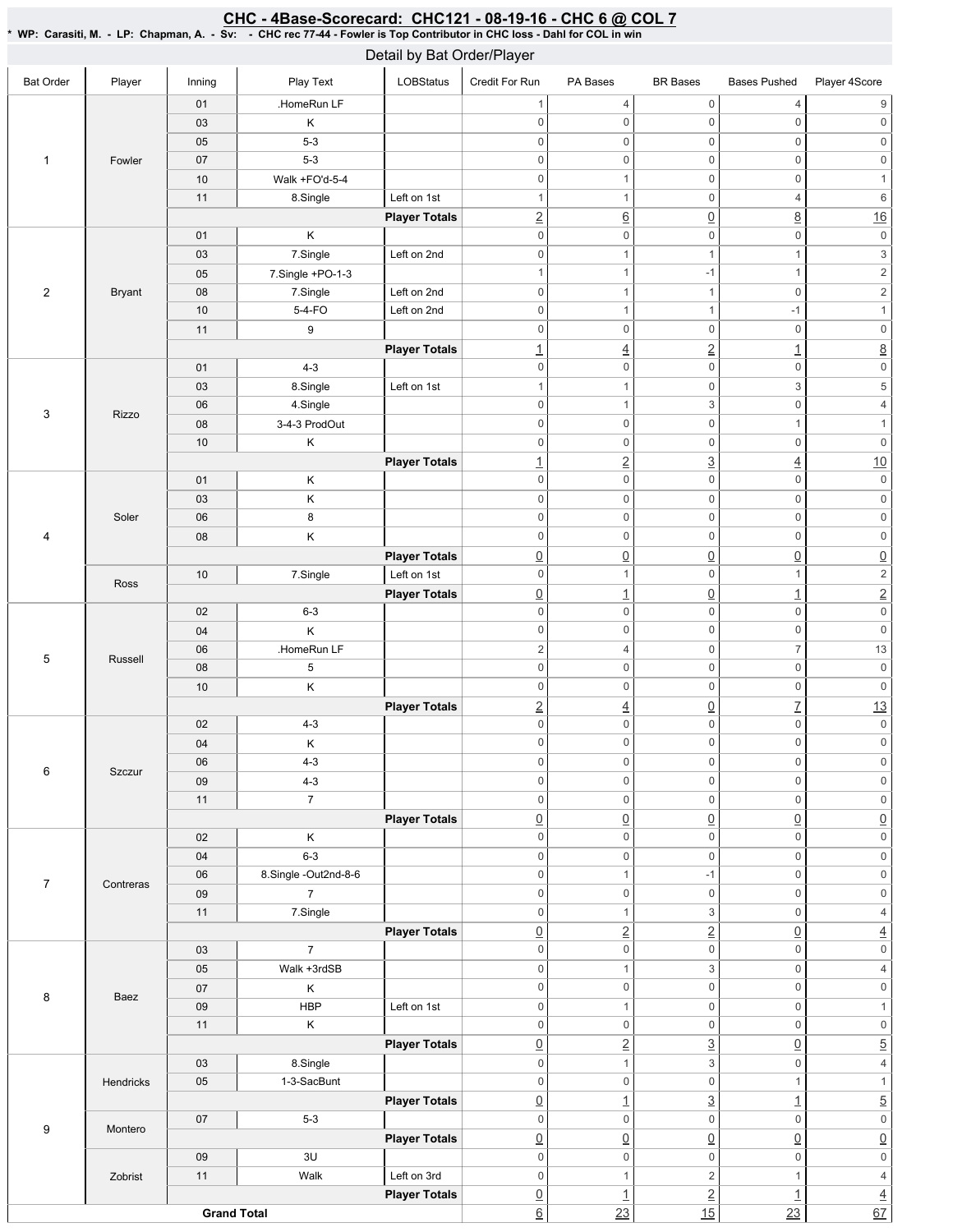## CHC - 4Base-Scorecard: CHC121 - 08-19-16 - CHC 6 @ COL 7

* WP: Carasiti, M. - LP: Chapman, A. - Sv: - CHC rec 77-44 - Fowler is Top Contributor in CHC loss - Dahl for COL in win

### Detail by Bat Order/Player

| Bat Order | Player | Inning | Play Text | LOBStatus | Credit For Run | PA Bases | BR Bases | Bases Pushed | Player 4Score |
|---|---|---|---|---|---|---|---|---|---|
| 1 | Fowler | 01 | .HomeRun LF | | 1 | 4 | 0 | 4 | 9 |
| | | 03 | K | | 0 | 0 | 0 | 0 | 0 |
| | | 05 | 5-3 | | 0 | 0 | 0 | 0 | 0 |
| | | 07 | 5-3 | | 0 | 0 | 0 | 0 | 0 |
| | | 10 | Walk +FO'd-5-4 | | 0 | 1 | 0 | 0 | 1 |
| | | 11 | 8.Single | Left on 1st | 1 | 1 | 0 | 4 | 6 |
| | | | | Player Totals | 2 | 6 | 0 | 8 | 16 |
| 2 | Bryant | 01 | K | | 0 | 0 | 0 | 0 | 0 |
| | | 03 | 7.Single | Left on 2nd | 0 | 1 | 1 | 1 | 3 |
| | | 05 | 7.Single +PO-1-3 | | 1 | 1 | -1 | 1 | 2 |
| | | 08 | 7.Single | Left on 2nd | 0 | 1 | 1 | 0 | 2 |
| | | 10 | 5-4-FO | Left on 2nd | 0 | 1 | 1 | -1 | 1 |
| | | 11 | 9 | | 0 | 0 | 0 | 0 | 0 |
| | | | | Player Totals | 1 | 4 | 2 | 1 | 8 |
| 3 | Rizzo | 01 | 4-3 | | 0 | 0 | 0 | 0 | 0 |
| | | 03 | 8.Single | Left on 1st | 1 | 1 | 0 | 3 | 5 |
| | | 06 | 4.Single | | 0 | 1 | 3 | 0 | 4 |
| | | 08 | 3-4-3 ProdOut | | 0 | 0 | 0 | 1 | 1 |
| | | 10 | K | | 0 | 0 | 0 | 0 | 0 |
| | | | | Player Totals | 1 | 2 | 3 | 4 | 10 |
| 4 | Soler | 01 | K | | 0 | 0 | 0 | 0 | 0 |
| | | 03 | K | | 0 | 0 | 0 | 0 | 0 |
| | | 06 | 8 | | 0 | 0 | 0 | 0 | 0 |
| | | 08 | K | | 0 | 0 | 0 | 0 | 0 |
| | | | | Player Totals | 0 | 0 | 0 | 0 | 0 |
| | Ross | 10 | 7.Single | Left on 1st | 0 | 1 | 0 | 1 | 2 |
| | | | | Player Totals | 0 | 1 | 0 | 1 | 2 |
| 5 | Russell | 02 | 6-3 | | 0 | 0 | 0 | 0 | 0 |
| | | 04 | K | | 0 | 0 | 0 | 0 | 0 |
| | | 06 | .HomeRun LF | | 2 | 4 | 0 | 7 | 13 |
| | | 08 | 5 | | 0 | 0 | 0 | 0 | 0 |
| | | 10 | K | | 0 | 0 | 0 | 0 | 0 |
| | | | | Player Totals | 2 | 4 | 0 | 7 | 13 |
| 6 | Szczur | 02 | 4-3 | | 0 | 0 | 0 | 0 | 0 |
| | | 04 | K | | 0 | 0 | 0 | 0 | 0 |
| | | 06 | 4-3 | | 0 | 0 | 0 | 0 | 0 |
| | | 09 | 4-3 | | 0 | 0 | 0 | 0 | 0 |
| | | 11 | 7 | | 0 | 0 | 0 | 0 | 0 |
| | | | | Player Totals | 0 | 0 | 0 | 0 | 0 |
| 7 | Contreras | 02 | K | | 0 | 0 | 0 | 0 | 0 |
| | | 04 | 6-3 | | 0 | 0 | 0 | 0 | 0 |
| | | 06 | 8.Single -Out2nd-8-6 | | 0 | 1 | -1 | 0 | 0 |
| | | 09 | 7 | | 0 | 0 | 0 | 0 | 0 |
| | | 11 | 7.Single | | 0 | 1 | 3 | 0 | 4 |
| | | | | Player Totals | 0 | 2 | 2 | 0 | 4 |
| 8 | Baez | 03 | 7 | | 0 | 0 | 0 | 0 | 0 |
| | | 05 | Walk +3rdSB | | 0 | 1 | 3 | 0 | 4 |
| | | 07 | K | | 0 | 0 | 0 | 0 | 0 |
| | | 09 | HBP | Left on 1st | 0 | 1 | 0 | 0 | 1 |
| | | 11 | K | | 0 | 0 | 0 | 0 | 0 |
| | | | | Player Totals | 0 | 2 | 3 | 0 | 5 |
| 9 | Hendricks | 03 | 8.Single | | 0 | 1 | 3 | 0 | 4 |
| | | 05 | 1-3-SacBunt | | 0 | 0 | 0 | 1 | 1 |
| | | | | Player Totals | 0 | 1 | 3 | 1 | 5 |
| | Montero | 07 | 5-3 | | 0 | 0 | 0 | 0 | 0 |
| | | | | Player Totals | 0 | 0 | 0 | 0 | 0 |
| | Zobrist | 09 | 3U | | 0 | 0 | 0 | 0 | 0 |
| | | 11 | Walk | Left on 3rd | 0 | 1 | 2 | 1 | 4 |
| | | | | Player Totals | 0 | 1 | 2 | 1 | 4 |
| Grand Total | | | | | 6 | 23 | 15 | 23 | 67 |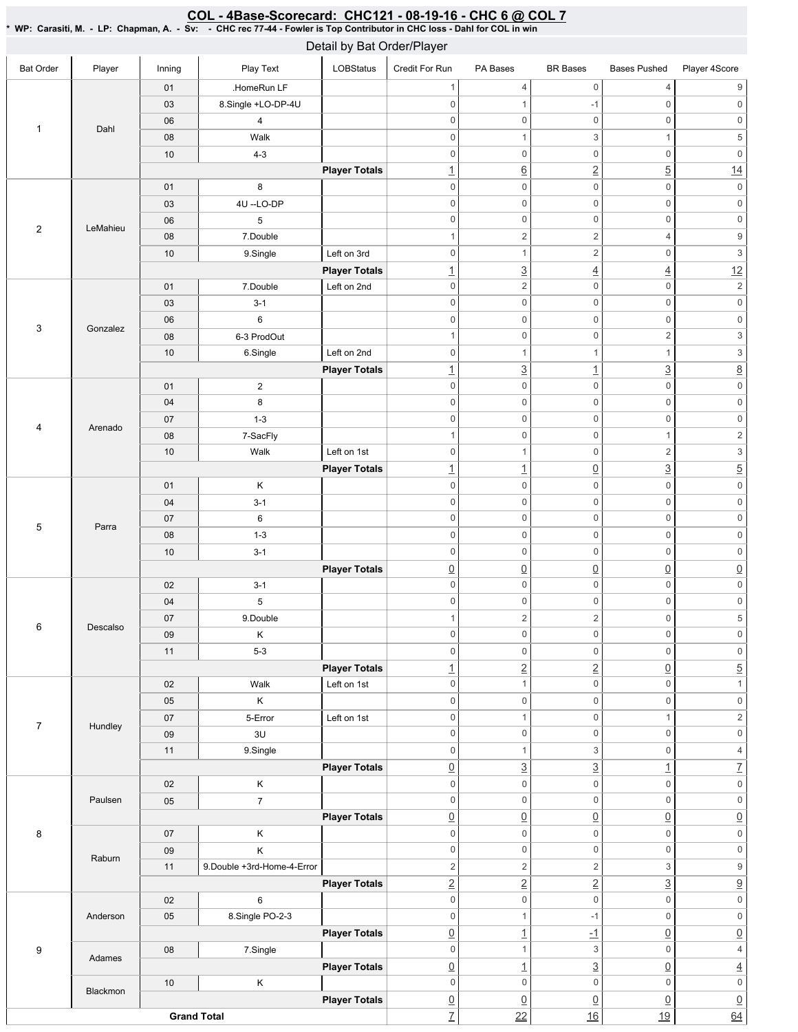## COL - 4Base-Scorecard: CHC121 - 08-19-16 - CHC 6 @ COL 7

* WP: Carasiti, M. - LP: Chapman, A. - Sv: - CHC rec 77-44 - Fowler is Top Contributor in CHC loss - Dahl for COL in win

### Detail by Bat Order/Player

| Bat Order | Player | Inning | Play Text | LOBStatus | Credit For Run | PA Bases | BR Bases | Bases Pushed | Player 4Score |
|---|---|---|---|---|---|---|---|---|---|
| 1 | Dahl | 01 | .HomeRun LF | | 1 | 4 | 0 | 4 | 9 |
| | | 03 | 8.Single +LO-DP-4U | | 0 | 1 | -1 | 0 | 0 |
| | | 06 | 4 | | 0 | 0 | 0 | 0 | 0 |
| | | 08 | Walk | | 0 | 1 | 3 | 1 | 5 |
| | | 10 | 4-3 | | 0 | 0 | 0 | 0 | 0 |
| | | | | **Player Totals** | 1 | 6 | 2 | 5 | 14 |
| 2 | LeMahieu | 01 | 8 | | 0 | 0 | 0 | 0 | 0 |
| | | 03 | 4U --LO-DP | | 0 | 0 | 0 | 0 | 0 |
| | | 06 | 5 | | 0 | 0 | 0 | 0 | 0 |
| | | 08 | 7.Double | | 1 | 2 | 2 | 4 | 9 |
| | | 10 | 9.Single | Left on 3rd | 0 | 1 | 2 | 0 | 3 |
| | | | | **Player Totals** | 1 | 3 | 4 | 4 | 12 |
| 3 | Gonzalez | 01 | 7.Double | Left on 2nd | 0 | 2 | 0 | 0 | 2 |
| | | 03 | 3-1 | | 0 | 0 | 0 | 0 | 0 |
| | | 06 | 6 | | 0 | 0 | 0 | 0 | 0 |
| | | 08 | 6-3 ProdOut | | 1 | 0 | 0 | 2 | 3 |
| | | 10 | 6.Single | Left on 2nd | 0 | 1 | 1 | 1 | 3 |
| | | | | **Player Totals** | 1 | 3 | 1 | 3 | 8 |
| 4 | Arenado | 01 | 2 | | 0 | 0 | 0 | 0 | 0 |
| | | 04 | 8 | | 0 | 0 | 0 | 0 | 0 |
| | | 07 | 1-3 | | 0 | 0 | 0 | 0 | 0 |
| | | 08 | 7-SacFly | | 1 | 0 | 0 | 1 | 2 |
| | | 10 | Walk | Left on 1st | 0 | 1 | 0 | 2 | 3 |
| | | | | **Player Totals** | 1 | 1 | 0 | 3 | 5 |
| 5 | Parra | 01 | K | | 0 | 0 | 0 | 0 | 0 |
| | | 04 | 3-1 | | 0 | 0 | 0 | 0 | 0 |
| | | 07 | 6 | | 0 | 0 | 0 | 0 | 0 |
| | | 08 | 1-3 | | 0 | 0 | 0 | 0 | 0 |
| | | 10 | 3-1 | | 0 | 0 | 0 | 0 | 0 |
| | | | | **Player Totals** | 0 | 0 | 0 | 0 | 0 |
| 6 | Descalso | 02 | 3-1 | | 0 | 0 | 0 | 0 | 0 |
| | | 04 | 5 | | 0 | 0 | 0 | 0 | 0 |
| | | 07 | 9.Double | | 1 | 2 | 2 | 0 | 5 |
| | | 09 | K | | 0 | 0 | 0 | 0 | 0 |
| | | 11 | 5-3 | | 0 | 0 | 0 | 0 | 0 |
| | | | | **Player Totals** | 1 | 2 | 2 | 0 | 5 |
| 7 | Hundley | 02 | Walk | Left on 1st | 0 | 1 | 0 | 0 | 1 |
| | | 05 | K | | 0 | 0 | 0 | 0 | 0 |
| | | 07 | 5-Error | Left on 1st | 0 | 1 | 0 | 1 | 2 |
| | | 09 | 3U | | 0 | 0 | 0 | 0 | 0 |
| | | 11 | 9.Single | | 0 | 1 | 3 | 0 | 4 |
| | | | | **Player Totals** | 0 | 3 | 3 | 1 | 7 |
| 8 | Paulsen | 02 | K | | 0 | 0 | 0 | 0 | 0 |
| | | 05 | 7 | | 0 | 0 | 0 | 0 | 0 |
| | | | | **Player Totals** | 0 | 0 | 0 | 0 | 0 |
| | Raburn | 07 | K | | 0 | 0 | 0 | 0 | 0 |
| | | 09 | K | | 0 | 0 | 0 | 0 | 0 |
| | | 11 | 9.Double +3rd-Home-4-Error | | 2 | 2 | 2 | 3 | 9 |
| | | | | **Player Totals** | 2 | 2 | 2 | 3 | 9 |
| 9 | Anderson | 02 | 6 | | 0 | 0 | 0 | 0 | 0 |
| | | 05 | 8.Single PO-2-3 | | 0 | 1 | -1 | 0 | 0 |
| | | | | **Player Totals** | 0 | 1 | -1 | 0 | 0 |
| | Adames | 08 | 7.Single | | 0 | 1 | 3 | 0 | 4 |
| | | | | **Player Totals** | 0 | 1 | 3 | 0 | 4 |
| | Blackmon | 10 | K | | 0 | 0 | 0 | 0 | 0 |
| | | | | **Player Totals** | 0 | 0 | 0 | 0 | 0 |
| **Grand Total** | | | | | 7 | 22 | 16 | 19 | 64 |